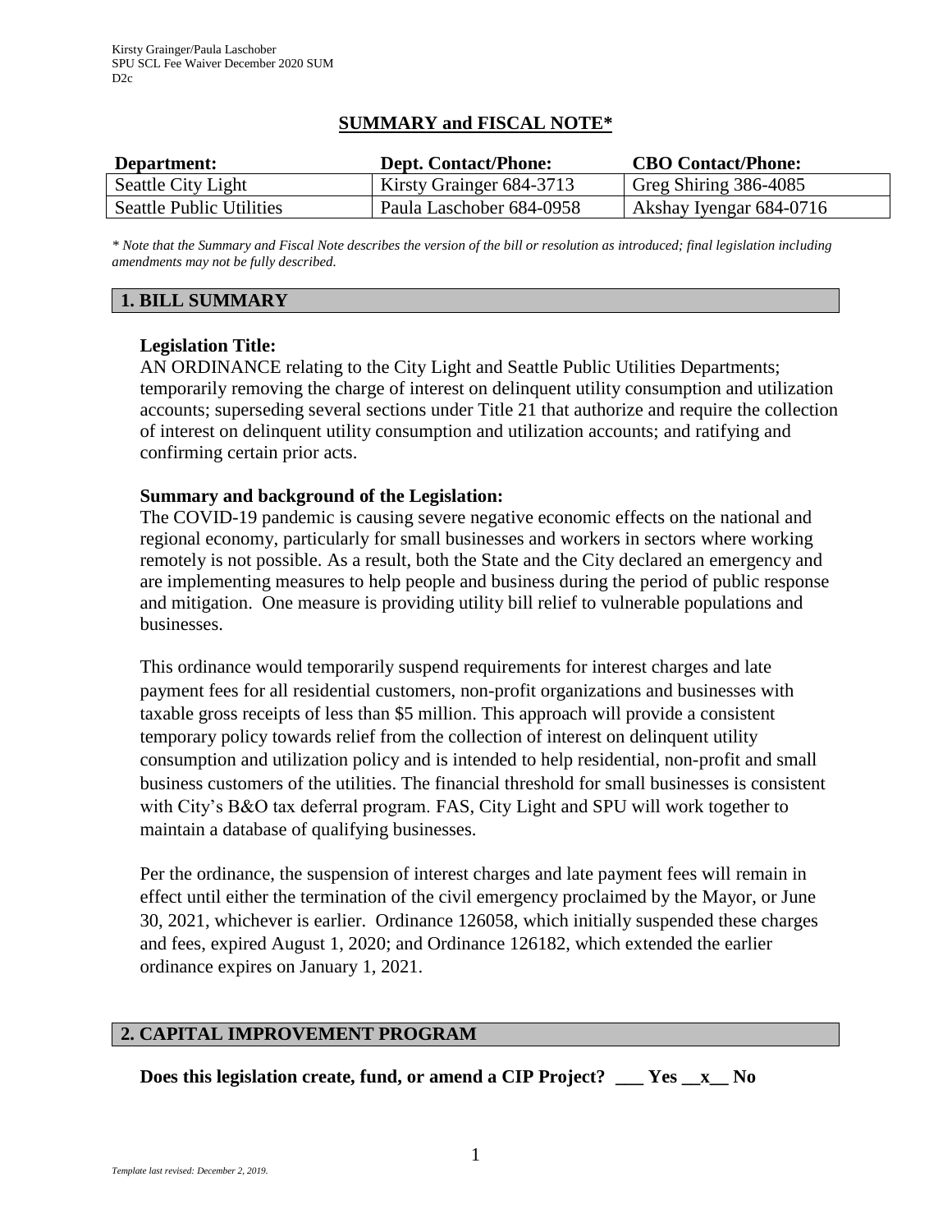Kirsty Grainger/Paula Laschober
SPU SCL Fee Waiver December 2020 SUM
D2c

## SUMMARY and FISCAL NOTE*

| Department: | Dept. Contact/Phone: | CBO Contact/Phone: |
|---|---|---|
| Seattle City Light | Kirsty Grainger 684-3713 | Greg Shiring 386-4085 |
| Seattle Public Utilities | Paula Laschober 684-0958 | Akshay Iyengar 684-0716 |

*\* Note that the Summary and Fiscal Note describes the version of the bill or resolution as introduced; final legislation including amendments may not be fully described.*

## 1. BILL SUMMARY

**Legislation Title:**
AN ORDINANCE relating to the City Light and Seattle Public Utilities Departments; temporarily removing the charge of interest on delinquent utility consumption and utilization accounts; superseding several sections under Title 21 that authorize and require the collection of interest on delinquent utility consumption and utilization accounts; and ratifying and confirming certain prior acts.

**Summary and background of the Legislation:**
The COVID-19 pandemic is causing severe negative economic effects on the national and regional economy, particularly for small businesses and workers in sectors where working remotely is not possible. As a result, both the State and the City declared an emergency and are implementing measures to help people and business during the period of public response and mitigation. One measure is providing utility bill relief to vulnerable populations and businesses.

This ordinance would temporarily suspend requirements for interest charges and late payment fees for all residential customers, non-profit organizations and businesses with taxable gross receipts of less than $5 million. This approach will provide a consistent temporary policy towards relief from the collection of interest on delinquent utility consumption and utilization policy and is intended to help residential, non-profit and small business customers of the utilities. The financial threshold for small businesses is consistent with City's B&O tax deferral program. FAS, City Light and SPU will work together to maintain a database of qualifying businesses.

Per the ordinance, the suspension of interest charges and late payment fees will remain in effect until either the termination of the civil emergency proclaimed by the Mayor, or June 30, 2021, whichever is earlier. Ordinance 126058, which initially suspended these charges and fees, expired August 1, 2020; and Ordinance 126182, which extended the earlier ordinance expires on January 1, 2021.

## 2. CAPITAL IMPROVEMENT PROGRAM

**Does this legislation create, fund, or amend a CIP Project? \_\_\_ Yes \_\_x\_\_ No**

*Template last revised: December 2, 2019.*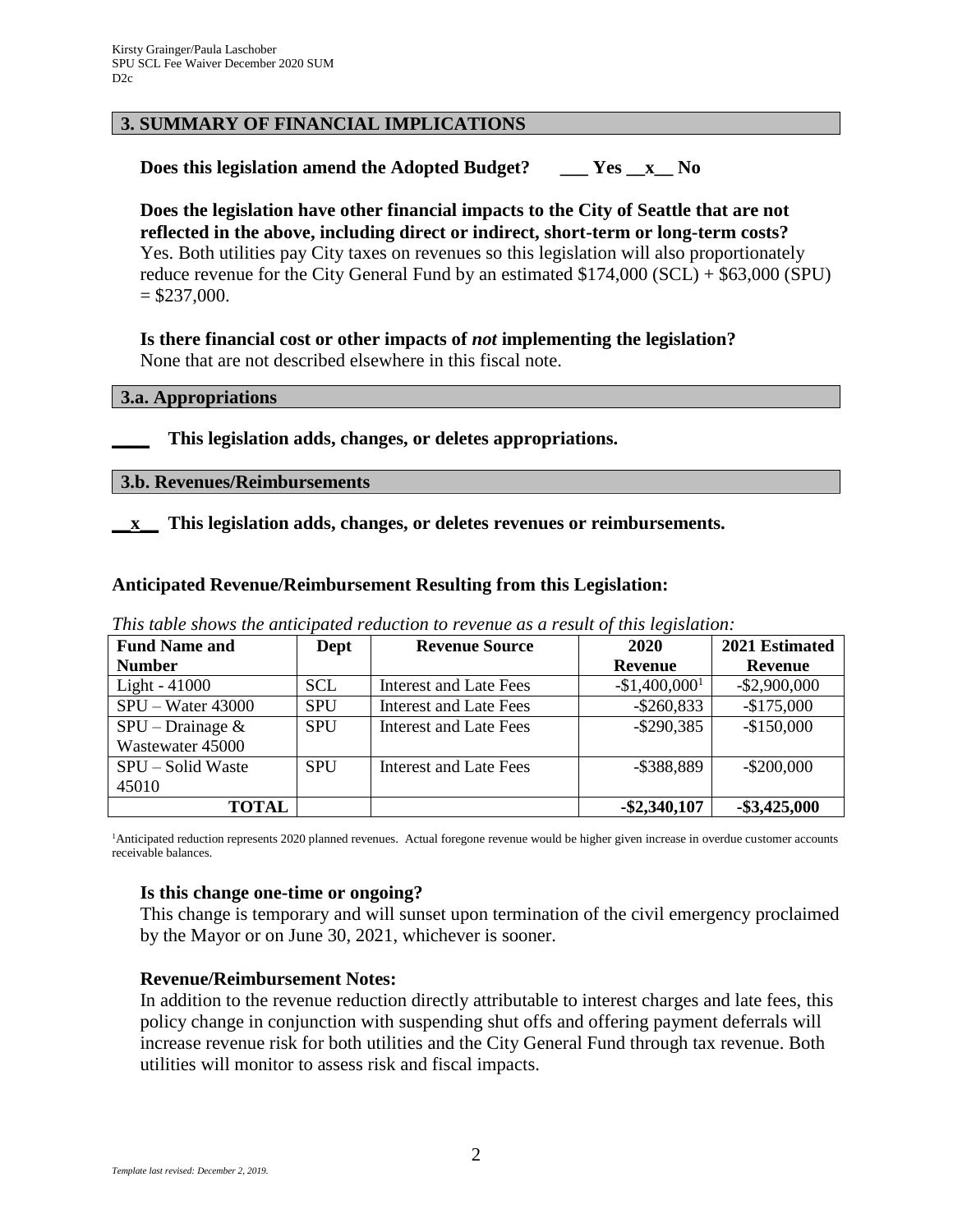## 3. SUMMARY OF FINANCIAL IMPLICATIONS

**Does this legislation amend the Adopted Budget? \_\_\_ Yes \_\_x\_\_ No**

**Does the legislation have other financial impacts to the City of Seattle that are not reflected in the above, including direct or indirect, short-term or long-term costs?**
Yes. Both utilities pay City taxes on revenues so this legislation will also proportionately reduce revenue for the City General Fund by an estimated $174,000 (SCL) + $63,000 (SPU) = $237,000.

**Is there financial cost or other impacts of *not* implementing the legislation?**
None that are not described elsewhere in this fiscal note.

### 3.a. Appropriations

**\_\_\_\_ This legislation adds, changes, or deletes appropriations.**

### 3.b. Revenues/Reimbursements

**\_\_x\_\_ This legislation adds, changes, or deletes revenues or reimbursements.**

**Anticipated Revenue/Reimbursement Resulting from this Legislation:**

*This table shows the anticipated reduction to revenue as a result of this legislation:*

| Fund Name and Number | Dept | Revenue Source | 2020 Revenue | 2021 Estimated Revenue |
|---|---|---|---|---|
| Light - 41000 | SCL | Interest and Late Fees | -$1,400,000[1] | -$2,900,000 |
| SPU – Water 43000 | SPU | Interest and Late Fees | -$260,833 | -$175,000 |
| SPU – Drainage & Wastewater 45000 | SPU | Interest and Late Fees | -$290,385 | -$150,000 |
| SPU – Solid Waste 45010 | SPU | Interest and Late Fees | -$388,889 | -$200,000 |
| **TOTAL** | | | **-$2,340,107** | **-$3,425,000** |

[1]Anticipated reduction represents 2020 planned revenues. Actual foregone revenue would be higher given increase in overdue customer accounts receivable balances.

**Is this change one-time or ongoing?**
This change is temporary and will sunset upon termination of the civil emergency proclaimed by the Mayor or on June 30, 2021, whichever is sooner.

**Revenue/Reimbursement Notes:**
In addition to the revenue reduction directly attributable to interest charges and late fees, this policy change in conjunction with suspending shut offs and offering payment deferrals will increase revenue risk for both utilities and the City General Fund through tax revenue. Both utilities will monitor to assess risk and fiscal impacts.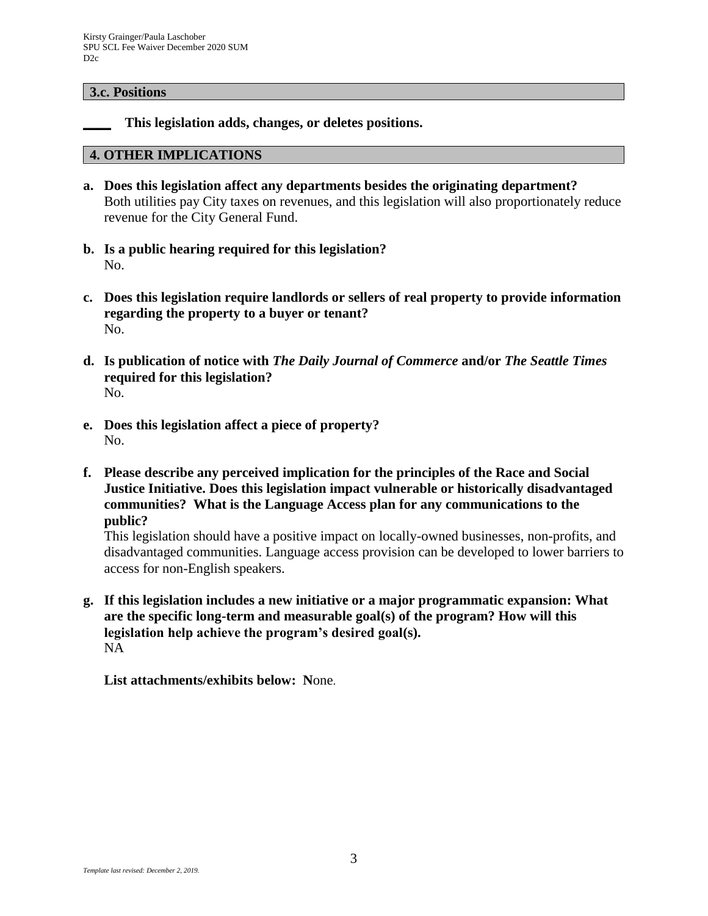### 3.c. Positions

\_\_\_\_ **This legislation adds, changes, or deletes positions.**

### 4. OTHER IMPLICATIONS

**a. Does this legislation affect any departments besides the originating department?**
Both utilities pay City taxes on revenues, and this legislation will also proportionately reduce revenue for the City General Fund.

**b. Is a public hearing required for this legislation?**
No.

**c. Does this legislation require landlords or sellers of real property to provide information regarding the property to a buyer or tenant?**
No.

**d. Is publication of notice with *The Daily Journal of Commerce* and/or *The Seattle Times* required for this legislation?**
No.

**e. Does this legislation affect a piece of property?**
No.

**f. Please describe any perceived implication for the principles of the Race and Social Justice Initiative. Does this legislation impact vulnerable or historically disadvantaged communities? What is the Language Access plan for any communications to the public?**
This legislation should have a positive impact on locally-owned businesses, non-profits, and disadvantaged communities. Language access provision can be developed to lower barriers to access for non-English speakers.

**g. If this legislation includes a new initiative or a major programmatic expansion: What are the specific long-term and measurable goal(s) of the program? How will this legislation help achieve the program's desired goal(s).**
NA

**List attachments/exhibits below: N**one.